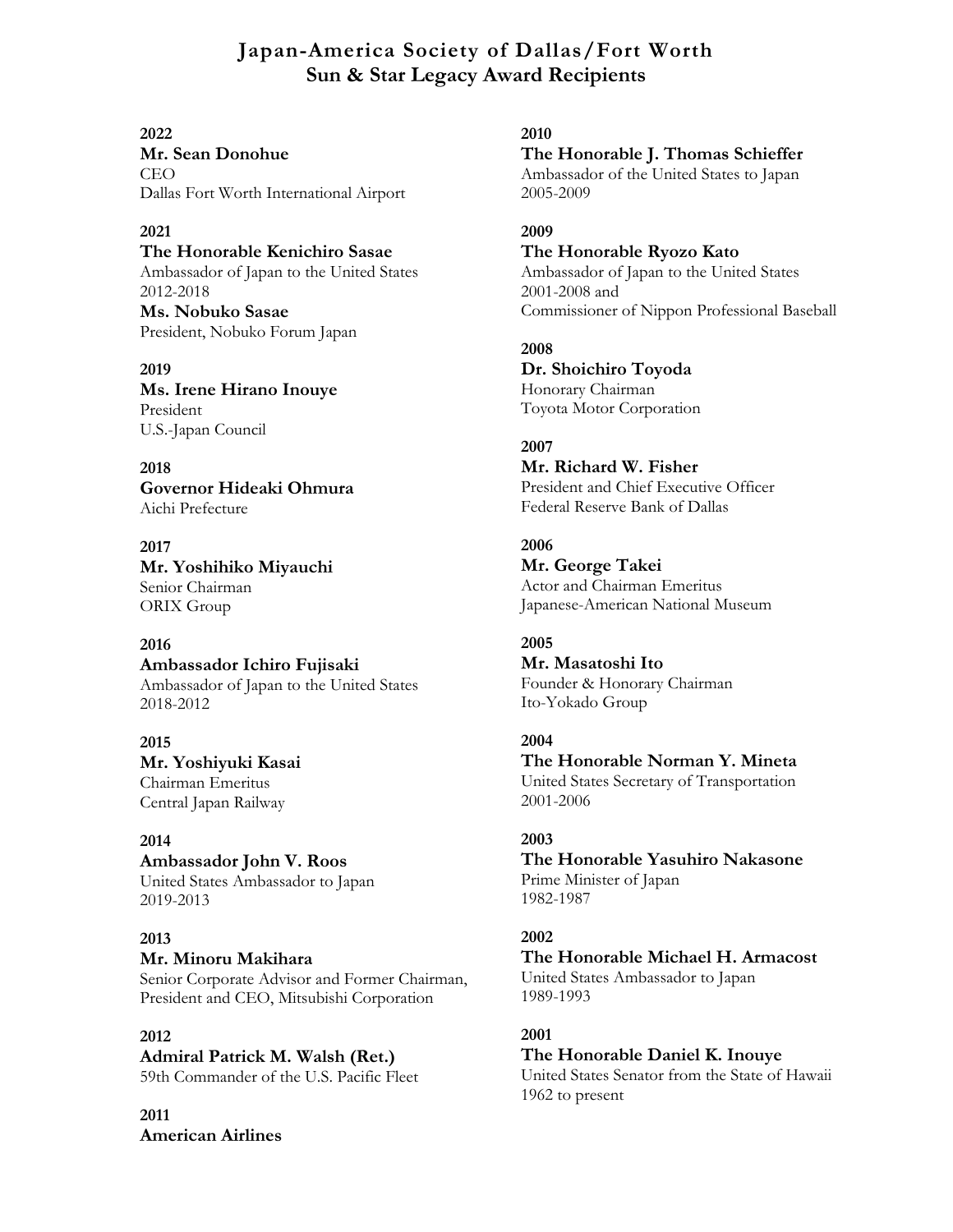# Japan-America Society of Dallas/Fort Worth
## Sun & Star Legacy Award Recipients

**2022**
**Mr. Sean Donohue**
CEO
Dallas Fort Worth International Airport

**2021**
**The Honorable Kenichiro Sasae**
Ambassador of Japan to the United States
2012-2018
**Ms. Nobuko Sasae**
President, Nobuko Forum Japan

**2019**
**Ms. Irene Hirano Inouye**
President
U.S.-Japan Council

**2018**
**Governor Hideaki Ohmura**
Aichi Prefecture

**2017**
**Mr. Yoshihiko Miyauchi**
Senior Chairman
ORIX Group

**2016**
**Ambassador Ichiro Fujisaki**
Ambassador of Japan to the United States
2018-2012

**2015**
**Mr. Yoshiyuki Kasai**
Chairman Emeritus
Central Japan Railway

**2014**
**Ambassador John V. Roos**
United States Ambassador to Japan
2019-2013

**2013**
**Mr. Minoru Makihara**
Senior Corporate Advisor and Former Chairman, President and CEO, Mitsubishi Corporation

**2012**
**Admiral Patrick M. Walsh (Ret.)**
59th Commander of the U.S. Pacific Fleet

**2011**
**American Airlines**

**2010**
**The Honorable J. Thomas Schieffer**
Ambassador of the United States to Japan
2005-2009

**2009**
**The Honorable Ryozo Kato**
Ambassador of Japan to the United States
2001-2008 and
Commissioner of Nippon Professional Baseball

**2008**
**Dr. Shoichiro Toyoda**
Honorary Chairman
Toyota Motor Corporation

**2007**
**Mr. Richard W. Fisher**
President and Chief Executive Officer
Federal Reserve Bank of Dallas

**2006**
**Mr. George Takei**
Actor and Chairman Emeritus
Japanese-American National Museum

**2005**
**Mr. Masatoshi Ito**
Founder & Honorary Chairman
Ito-Yokado Group

**2004**
**The Honorable Norman Y. Mineta**
United States Secretary of Transportation
2001-2006

**2003**
**The Honorable Yasuhiro Nakasone**
Prime Minister of Japan
1982-1987

**2002**
**The Honorable Michael H. Armacost**
United States Ambassador to Japan
1989-1993

**2001**
**The Honorable Daniel K. Inouye**
United States Senator from the State of Hawaii
1962 to present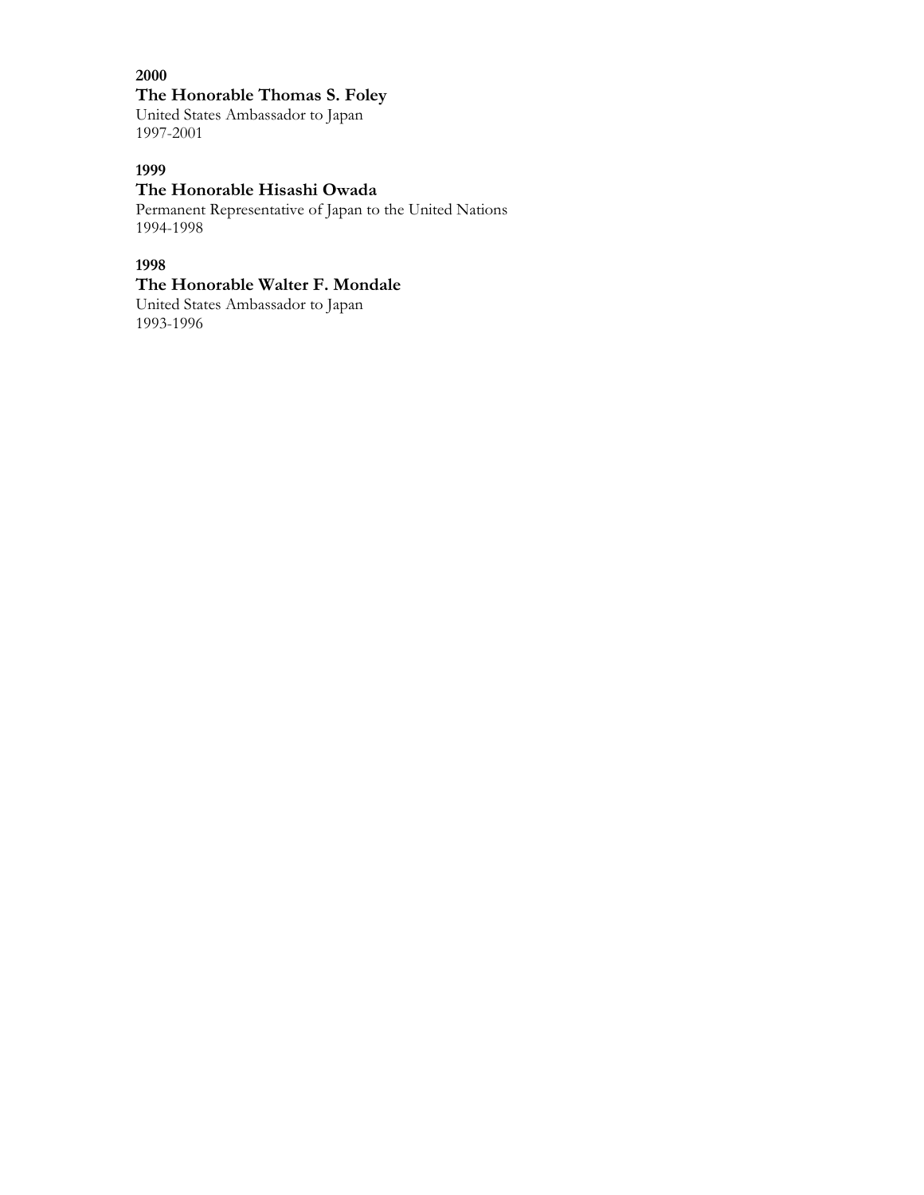**2000**

**The Honorable Thomas S. Foley**
United States Ambassador to Japan
1997-2001

**1999**

**The Honorable Hisashi Owada**
Permanent Representative of Japan to the United Nations
1994-1998

**1998**

**The Honorable Walter F. Mondale**
United States Ambassador to Japan
1993-1996